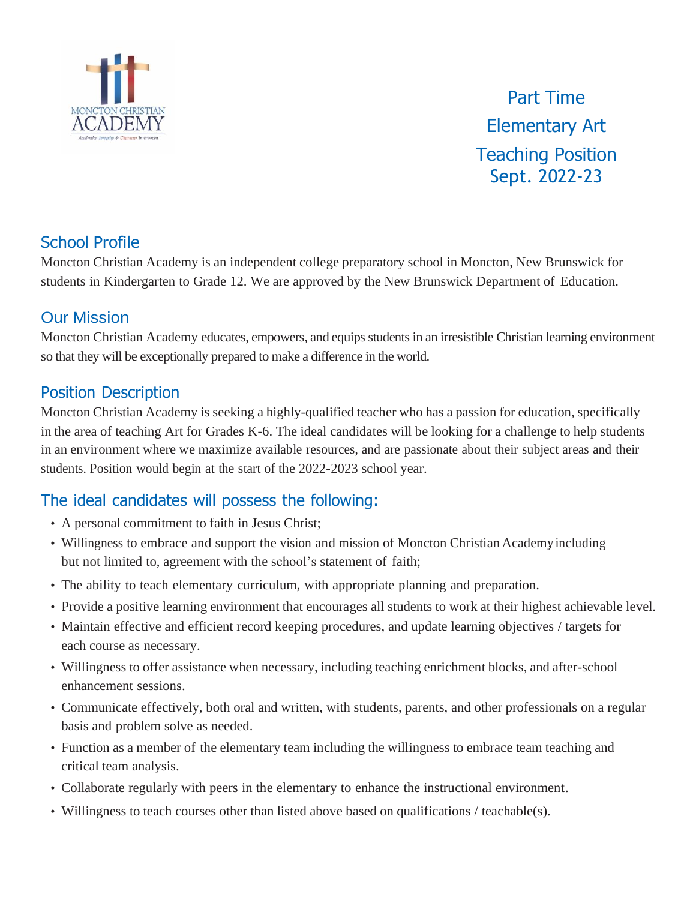# Part Time Elementary Art Teaching Position Sept. 2022-23

## School Profile

Moncton Christian Academy is an independent college preparatory school in Moncton, New Brunswick for students in Kindergarten to Grade 12. We are approved by the New Brunswick Department of Education.

## Our Mission

Moncton Christian Academy educates, empowers, and equips students in an irresistible Christian learning environment so that they will be exceptionally prepared to make a difference in the world.

## Position Description

Moncton Christian Academy is seeking a highly-qualified teacher who has a passion for education, specifically in the area of teaching Art for Grades K-6. The ideal candidates will be looking for a challenge to help students in an environment where we maximize available resources, and are passionate about their subject areas and their students. Position would begin at the start of the 2022-2023 school year.

## The ideal candidates will possess the following:

- A personal commitment to faith in Jesus Christ;
- Willingness to embrace and support the vision and mission of Moncton Christian Academy including but not limited to, agreement with the school's statement of faith;
- The ability to teach elementary curriculum, with appropriate planning and preparation.
- Provide a positive learning environment that encourages all students to work at their highest achievable level.
- Maintain effective and efficient record keeping procedures, and update learning objectives / targets for each course as necessary.
- Willingness to offer assistance when necessary, including teaching enrichment blocks, and after-school enhancement sessions.
- Communicate effectively, both oral and written, with students, parents, and other professionals on a regular basis and problem solve as needed.
- Function as a member of the elementary team including the willingness to embrace team teaching and critical team analysis.
- Collaborate regularly with peers in the elementary to enhance the instructional environment.
- Willingness to teach courses other than listed above based on qualifications / teachable(s).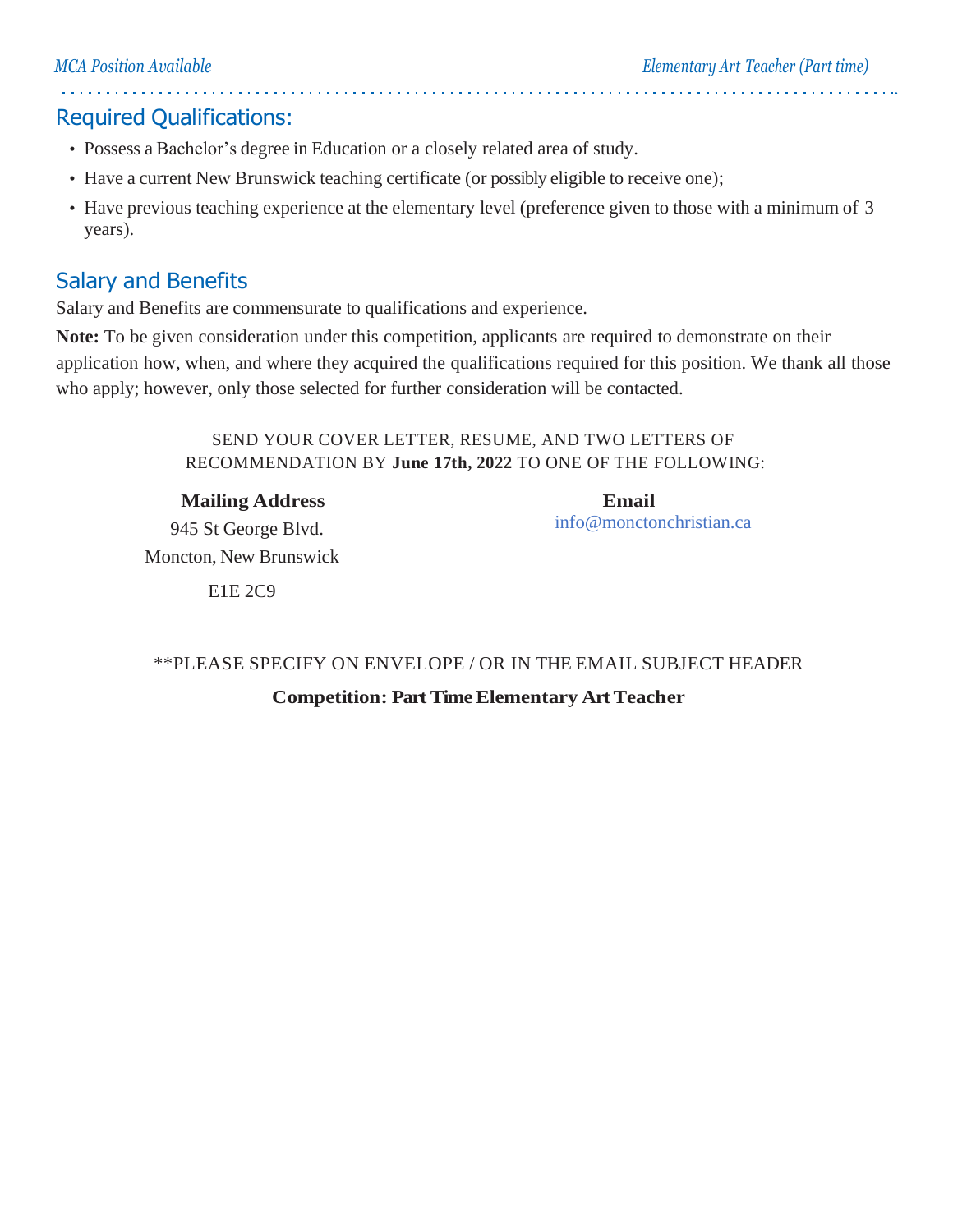## Required Qualifications:

- Possess a Bachelor's degree in Education or a closely related area of study.
- Have a current New Brunswick teaching certificate (or possibly eligible to receive one);
- Have previous teaching experience at the elementary level (preference given to those with a minimum of 3 years).

## Salary and Benefits

Salary and Benefits are commensurate to qualifications and experience.

**Note:** To be given consideration under this competition, applicants are required to demonstrate on their application how, when, and where they acquired the qualifications required for this position. We thank all those who apply; however, only those selected for further consideration will be contacted.

SEND YOUR COVER LETTER, RESUME, AND TWO LETTERS OF RECOMMENDATION BY **June 17th, 2022** TO ONE OF THE FOLLOWING:

**Mailing Address**

945 St George Blvd.

Moncton, New Brunswick

E1E 2C9

**Email**

info@monctonchristian.ca

**PLEASE SPECIFY ON ENVELOPE / OR IN THE EMAIL SUBJECT HEADER

**Competition: Part Time Elementary Art Teacher**